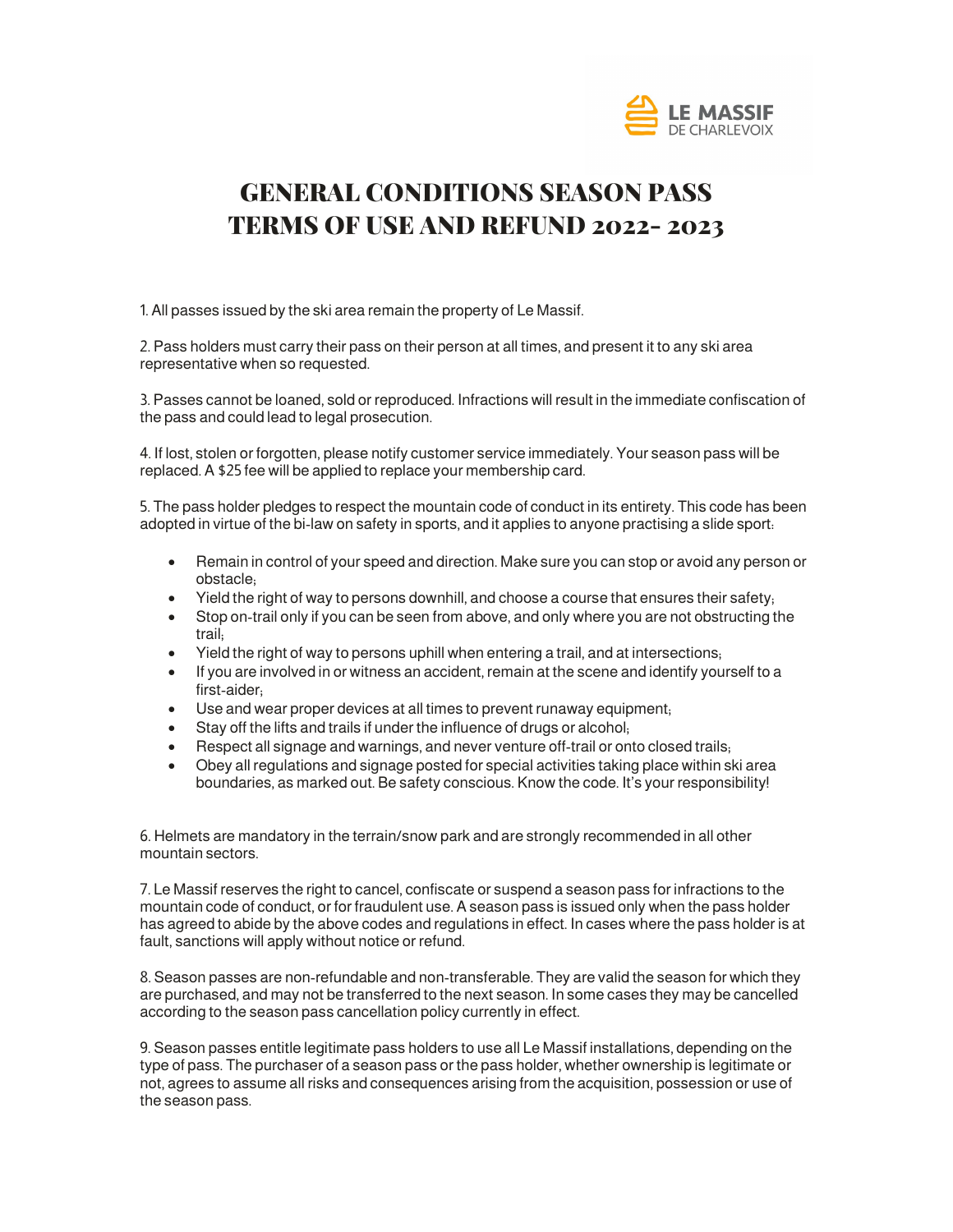LE MASSIF
DE CHARLEVOIX

# GENERAL CONDITIONS SEASON PASS TERMS OF USE AND REFUND 2022- 2023

1. All passes issued by the ski area remain the property of Le Massif.

2. Pass holders must carry their pass on their person at all times, and present it to any ski area representative when so requested.

3. Passes cannot be loaned, sold or reproduced. Infractions will result in the immediate confiscation of the pass and could lead to legal prosecution.

4. If lost, stolen or forgotten, please notify customer service immediately. Your season pass will be replaced. A $25 fee will be applied to replace your membership card.

5. The pass holder pledges to respect the mountain code of conduct in its entirety. This code has been adopted in virtue of the bi-law on safety in sports, and it applies to anyone practising a slide sport:

- Remain in control of your speed and direction. Make sure you can stop or avoid any person or obstacle;
- Yield the right of way to persons downhill, and choose a course that ensures their safety;
- Stop on-trail only if you can be seen from above, and only where you are not obstructing the trail;
- Yield the right of way to persons uphill when entering a trail, and at intersections;
- If you are involved in or witness an accident, remain at the scene and identify yourself to a first-aider;
- Use and wear proper devices at all times to prevent runaway equipment;
- Stay off the lifts and trails if under the influence of drugs or alcohol;
- Respect all signage and warnings, and never venture off-trail or onto closed trails;
- Obey all regulations and signage posted for special activities taking place within ski area boundaries, as marked out. Be safety conscious. Know the code. It's your responsibility!

6. Helmets are mandatory in the terrain/snow park and are strongly recommended in all other mountain sectors.

7. Le Massif reserves the right to cancel, confiscate or suspend a season pass for infractions to the mountain code of conduct, or for fraudulent use. A season pass is issued only when the pass holder has agreed to abide by the above codes and regulations in effect. In cases where the pass holder is at fault, sanctions will apply without notice or refund.

8. Season passes are non-refundable and non-transferable. They are valid the season for which they are purchased, and may not be transferred to the next season. In some cases they may be cancelled according to the season pass cancellation policy currently in effect.

9. Season passes entitle legitimate pass holders to use all Le Massif installations, depending on the type of pass. The purchaser of a season pass or the pass holder, whether ownership is legitimate or not, agrees to assume all risks and consequences arising from the acquisition, possession or use of the season pass.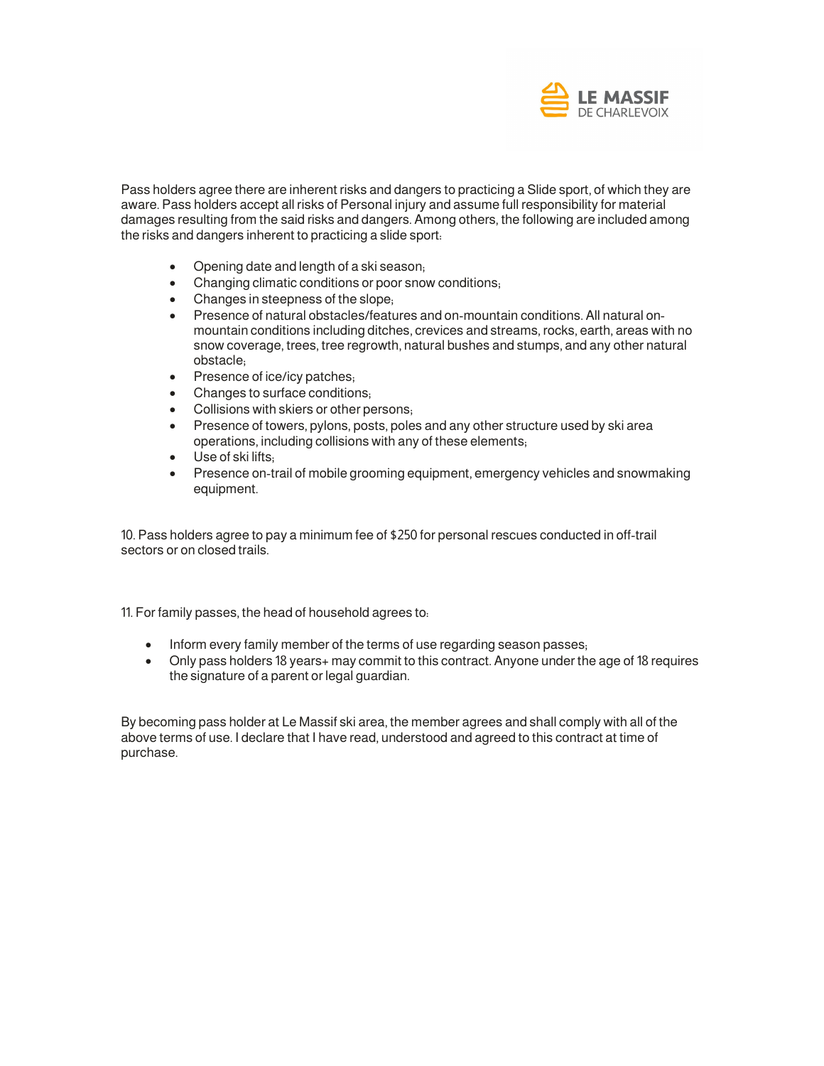Pass holders agree there are inherent risks and dangers to practicing a Slide sport, of which they are aware. Pass holders accept all risks of Personal injury and assume full responsibility for material damages resulting from the said risks and dangers. Among others, the following are included among the risks and dangers inherent to practicing a slide sport:

- Opening date and length of a ski season;
- Changing climatic conditions or poor snow conditions;
- Changes in steepness of the slope;
- Presence of natural obstacles/features and on-mountain conditions. All natural on-mountain conditions including ditches, crevices and streams, rocks, earth, areas with no snow coverage, trees, tree regrowth, natural bushes and stumps, and any other natural obstacle;
- Presence of ice/icy patches;
- Changes to surface conditions;
- Collisions with skiers or other persons;
- Presence of towers, pylons, posts, poles and any other structure used by ski area operations, including collisions with any of these elements;
- Use of ski lifts;
- Presence on-trail of mobile grooming equipment, emergency vehicles and snowmaking equipment.

10. Pass holders agree to pay a minimum fee of $250 for personal rescues conducted in off-trail sectors or on closed trails.

11. For family passes, the head of household agrees to:

- Inform every family member of the terms of use regarding season passes;
- Only pass holders 18 years+ may commit to this contract. Anyone under the age of 18 requires the signature of a parent or legal guardian.

By becoming pass holder at Le Massif ski area, the member agrees and shall comply with all of the above terms of use. I declare that I have read, understood and agreed to this contract at time of purchase.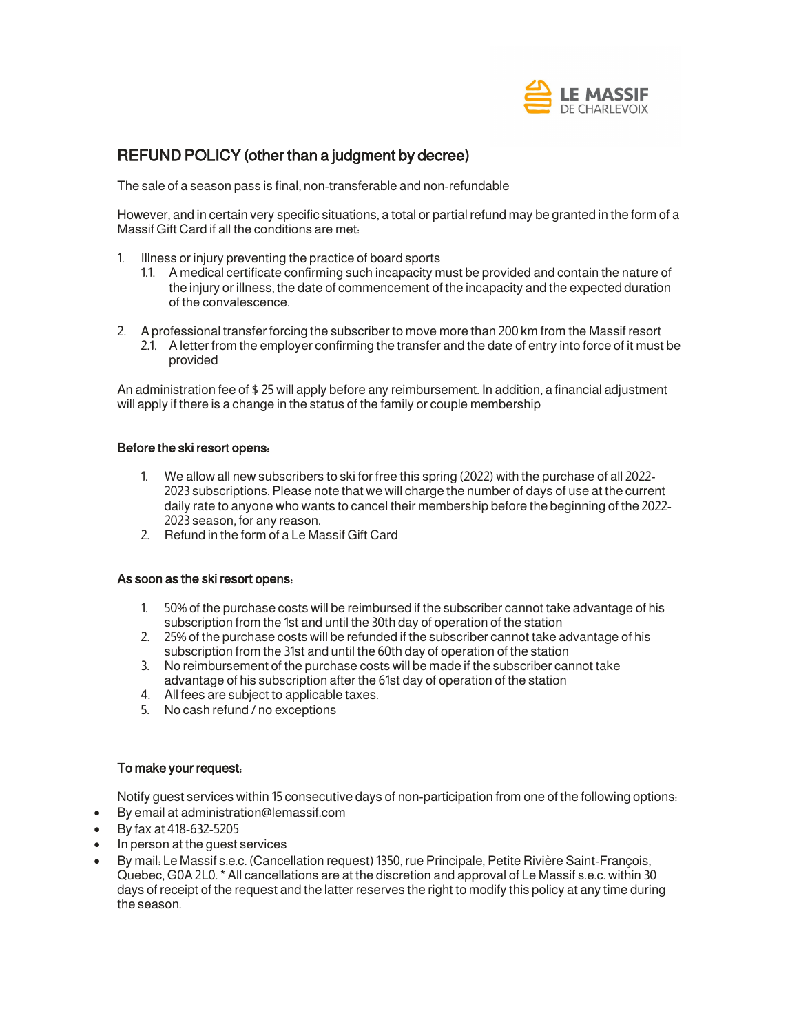## REFUND POLICY (other than a judgment by decree)

The sale of a season pass is final, non-transferable and non-refundable

However, and in certain very specific situations, a total or partial refund may be granted in the form of a Massif Gift Card if all the conditions are met:

1. Illness or injury preventing the practice of board sports
   1.1. A medical certificate confirming such incapacity must be provided and contain the nature of the injury or illness, the date of commencement of the incapacity and the expected duration of the convalescence.

2. A professional transfer forcing the subscriber to move more than 200 km from the Massif resort
   2.1. A letter from the employer confirming the transfer and the date of entry into force of it must be provided

An administration fee of $ 25 will apply before any reimbursement. In addition, a financial adjustment will apply if there is a change in the status of the family or couple membership

**Before the ski resort opens:**

1. We allow all new subscribers to ski for free this spring (2022) with the purchase of all 2022-2023 subscriptions. Please note that we will charge the number of days of use at the current daily rate to anyone who wants to cancel their membership before the beginning of the 2022-2023 season, for any reason.
2. Refund in the form of a Le Massif Gift Card

**As soon as the ski resort opens:**

1. 50% of the purchase costs will be reimbursed if the subscriber cannot take advantage of his subscription from the 1st and until the 30th day of operation of the station
2. 25% of the purchase costs will be refunded if the subscriber cannot take advantage of his subscription from the 31st and until the 60th day of operation of the station
3. No reimbursement of the purchase costs will be made if the subscriber cannot take advantage of his subscription after the 61st day of operation of the station
4. All fees are subject to applicable taxes.
5. No cash refund / no exceptions

**To make your request:**

Notify guest services within 15 consecutive days of non-participation from one of the following options:

- By email at administration@lemassif.com
- By fax at 418-632-5205
- In person at the guest services
- By mail: Le Massif s.e.c. (Cancellation request) 1350, rue Principale, Petite Rivière Saint-François, Quebec, G0A 2L0. * All cancellations are at the discretion and approval of Le Massif s.e.c. within 30 days of receipt of the request and the latter reserves the right to modify this policy at any time during the season.